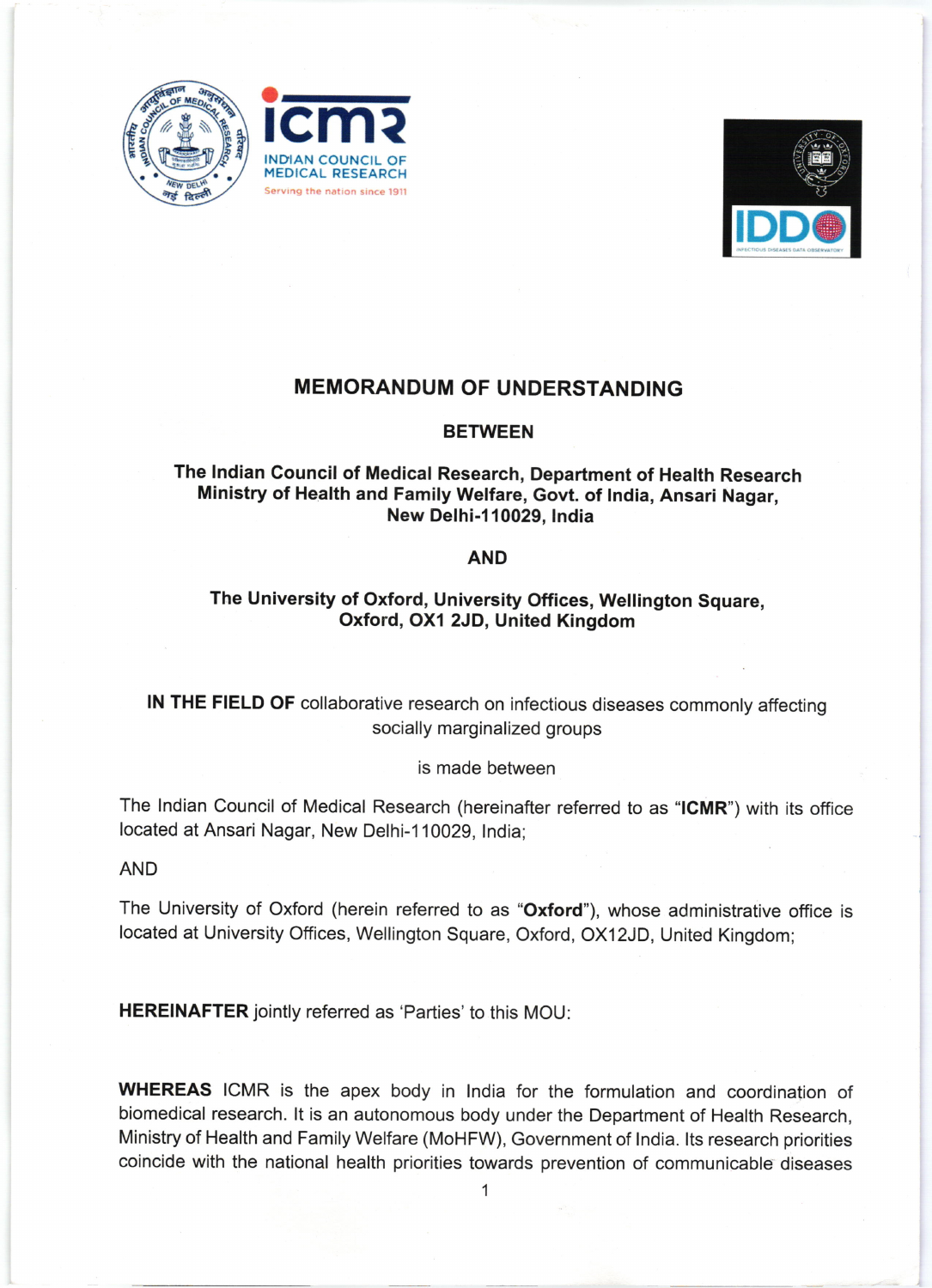# MEMORANDUM OF UNDERSTANDING

**BETWEEN**

**The Indian Council of Medical Research, Department of Health Research Ministry of Health and Family Welfare, Govt. of India, Ansari Nagar, New Delhi-110029, India**

**AND**

**The University of Oxford, University Offices, Wellington Square, Oxford, OX1 2JD, United Kingdom**

**IN THE FIELD OF** collaborative research on infectious diseases commonly affecting socially marginalized groups

is made between

The Indian Council of Medical Research (hereinafter referred to as "**ICMR**") with its office located at Ansari Nagar, New Delhi-110029, India;

AND

The University of Oxford (herein referred to as "**Oxford**"), whose administrative office is located at University Offices, Wellington Square, Oxford, OX12JD, United Kingdom;

**HEREINAFTER** jointly referred as 'Parties' to this MOU:

**WHEREAS** ICMR is the apex body in India for the formulation and coordination of biomedical research. It is an autonomous body under the Department of Health Research, Ministry of Health and Family Welfare (MoHFW), Government of India. Its research priorities coincide with the national health priorities towards prevention of communicable diseases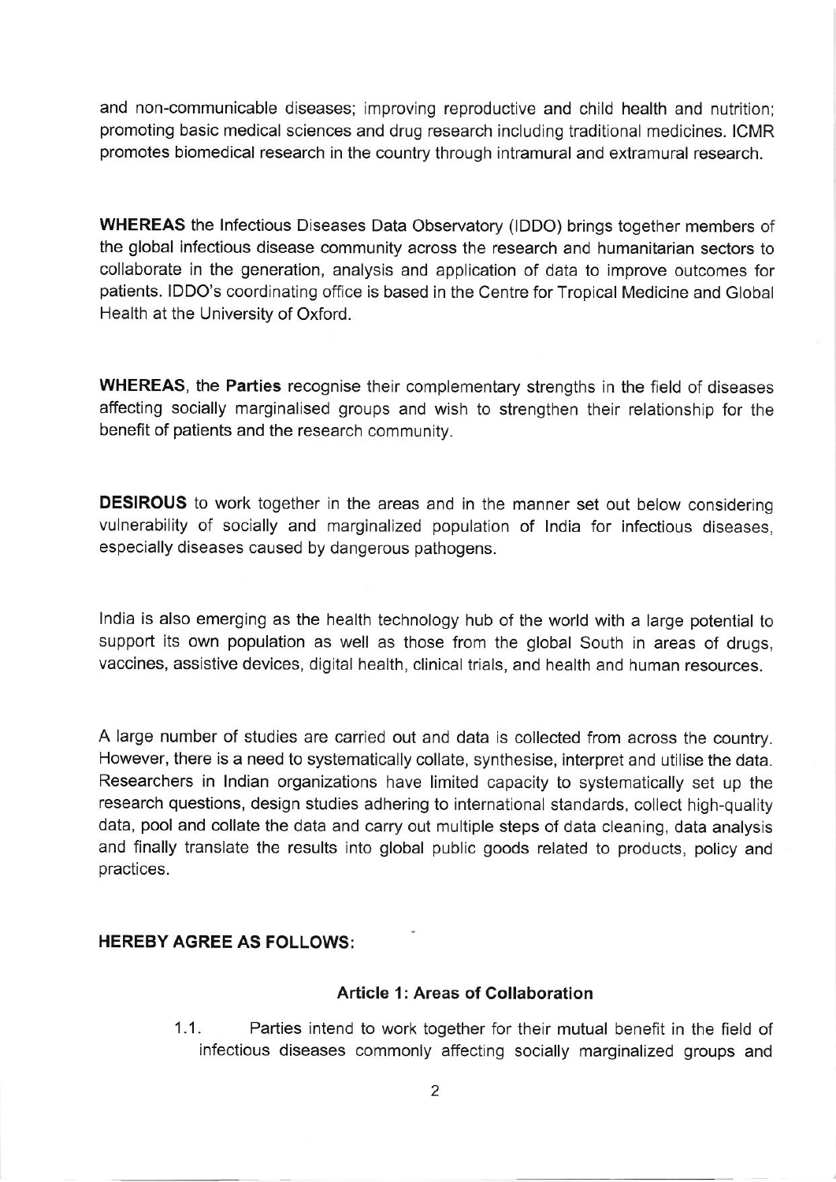and non-communicable diseases; improving reproductive and child health and nutrition; promoting basic medical sciences and drug research including traditional medicines. ICMR promotes biomedical research in the country through intramural and extramural research.

**WHEREAS** the Infectious Diseases Data Observatory (IDDO) brings together members of the global infectious disease community across the research and humanitarian sectors to collaborate in the generation, analysis and application of data to improve outcomes for patients. IDDO's coordinating office is based in the Centre for Tropical Medicine and Global Health at the University of Oxford.

**WHEREAS**, the **Parties** recognise their complementary strengths in the field of diseases affecting socially marginalised groups and wish to strengthen their relationship for the benefit of patients and the research community.

**DESIROUS** to work together in the areas and in the manner set out below considering vulnerability of socially and marginalized population of India for infectious diseases, especially diseases caused by dangerous pathogens.

India is also emerging as the health technology hub of the world with a large potential to support its own population as well as those from the global South in areas of drugs, vaccines, assistive devices, digital health, clinical trials, and health and human resources.

A large number of studies are carried out and data is collected from across the country. However, there is a need to systematically collate, synthesise, interpret and utilise the data. Researchers in Indian organizations have limited capacity to systematically set up the research questions, design studies adhering to international standards, collect high-quality data, pool and collate the data and carry out multiple steps of data cleaning, data analysis and finally translate the results into global public goods related to products, policy and practices.

**HEREBY AGREE AS FOLLOWS:**

## Article 1: Areas of Collaboration

1.1. Parties intend to work together for their mutual benefit in the field of infectious diseases commonly affecting socially marginalized groups and